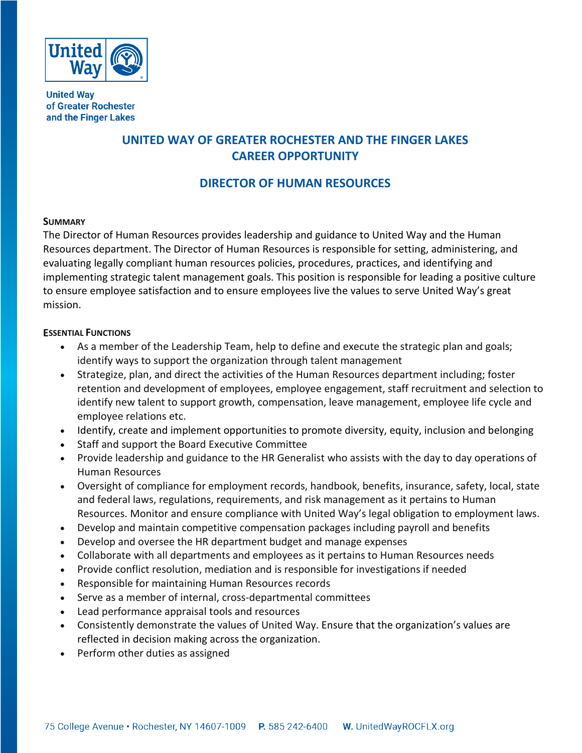United Way of Greater Rochester and the Finger Lakes

# UNITED WAY OF GREATER ROCHESTER AND THE FINGER LAKES CAREER OPPORTUNITY

## DIRECTOR OF HUMAN RESOURCES

**SUMMARY**

The Director of Human Resources provides leadership and guidance to United Way and the Human Resources department. The Director of Human Resources is responsible for setting, administering, and evaluating legally compliant human resources policies, procedures, practices, and identifying and implementing strategic talent management goals. This position is responsible for leading a positive culture to ensure employee satisfaction and to ensure employees live the values to serve United Way's great mission.

**ESSENTIAL FUNCTIONS**

- As a member of the Leadership Team, help to define and execute the strategic plan and goals; identify ways to support the organization through talent management
- Strategize, plan, and direct the activities of the Human Resources department including; foster retention and development of employees, employee engagement, staff recruitment and selection to identify new talent to support growth, compensation, leave management, employee life cycle and employee relations etc.
- Identify, create and implement opportunities to promote diversity, equity, inclusion and belonging
- Staff and support the Board Executive Committee
- Provide leadership and guidance to the HR Generalist who assists with the day to day operations of Human Resources
- Oversight of compliance for employment records, handbook, benefits, insurance, safety, local, state and federal laws, regulations, requirements, and risk management as it pertains to Human Resources. Monitor and ensure compliance with United Way's legal obligation to employment laws.
- Develop and maintain competitive compensation packages including payroll and benefits
- Develop and oversee the HR department budget and manage expenses
- Collaborate with all departments and employees as it pertains to Human Resources needs
- Provide conflict resolution, mediation and is responsible for investigations if needed
- Responsible for maintaining Human Resources records
- Serve as a member of internal, cross-departmental committees
- Lead performance appraisal tools and resources
- Consistently demonstrate the values of United Way. Ensure that the organization's values are reflected in decision making across the organization.
- Perform other duties as assigned

75 College Avenue • Rochester, NY 14607-1009 **P.** 585 242-6400 **W.** UnitedWayROCFLX.org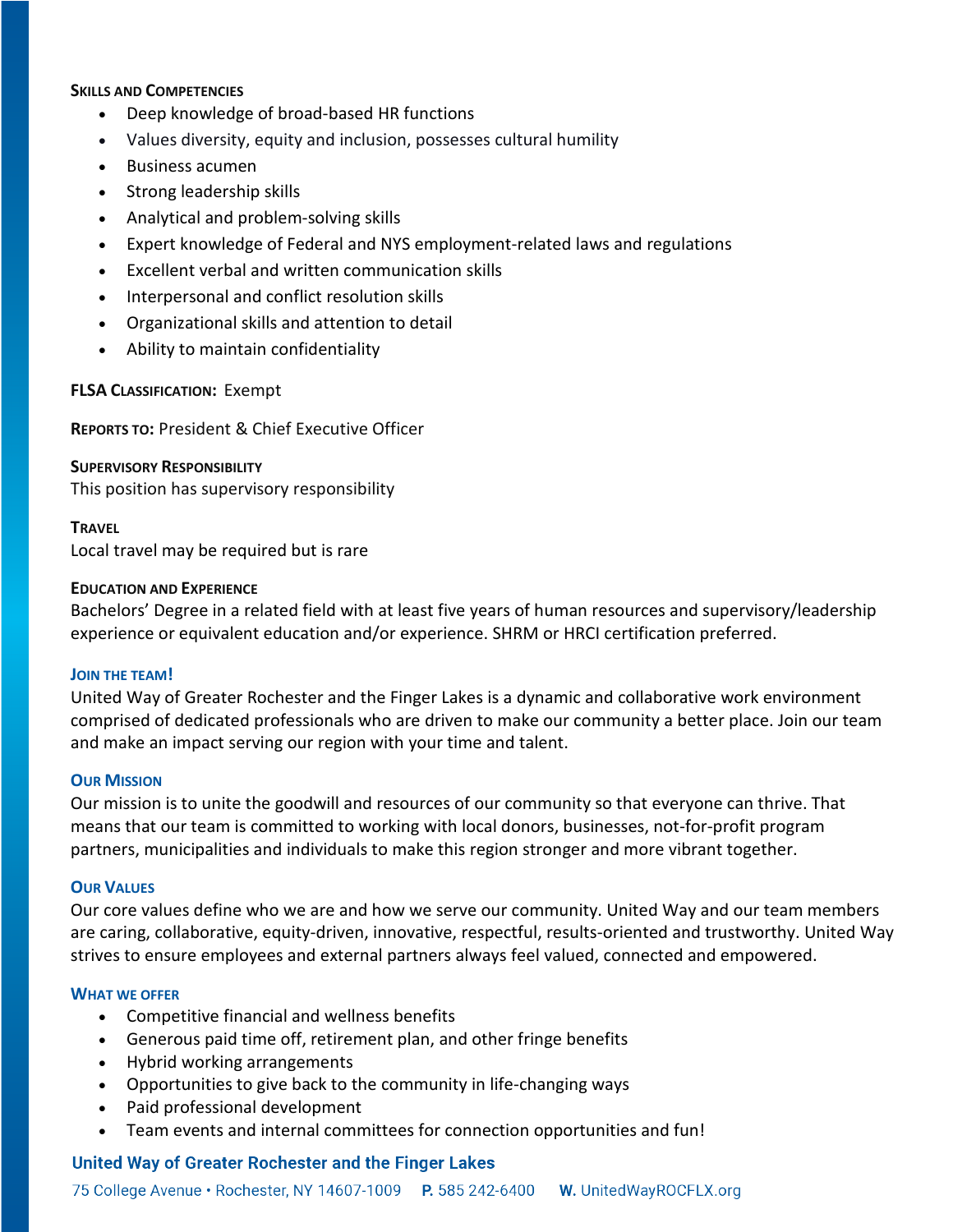**Skills and Competencies**

- Deep knowledge of broad-based HR functions
- Values diversity, equity and inclusion, possesses cultural humility
- Business acumen
- Strong leadership skills
- Analytical and problem-solving skills
- Expert knowledge of Federal and NYS employment-related laws and regulations
- Excellent verbal and written communication skills
- Interpersonal and conflict resolution skills
- Organizational skills and attention to detail
- Ability to maintain confidentiality

**FLSA Classification:** Exempt

**Reports to:** President & Chief Executive Officer

**Supervisory Responsibility**

This position has supervisory responsibility

**Travel**

Local travel may be required but is rare

**Education and Experience**

Bachelors' Degree in a related field with at least five years of human resources and supervisory/leadership experience or equivalent education and/or experience. SHRM or HRCI certification preferred.

### Join the Team!

United Way of Greater Rochester and the Finger Lakes is a dynamic and collaborative work environment comprised of dedicated professionals who are driven to make our community a better place. Join our team and make an impact serving our region with your time and talent.

### Our Mission

Our mission is to unite the goodwill and resources of our community so that everyone can thrive. That means that our team is committed to working with local donors, businesses, not-for-profit program partners, municipalities and individuals to make this region stronger and more vibrant together.

### Our Values

Our core values define who we are and how we serve our community. United Way and our team members are caring, collaborative, equity-driven, innovative, respectful, results-oriented and trustworthy. United Way strives to ensure employees and external partners always feel valued, connected and empowered.

### What We Offer

- Competitive financial and wellness benefits
- Generous paid time off, retirement plan, and other fringe benefits
- Hybrid working arrangements
- Opportunities to give back to the community in life-changing ways
- Paid professional development
- Team events and internal committees for connection opportunities and fun!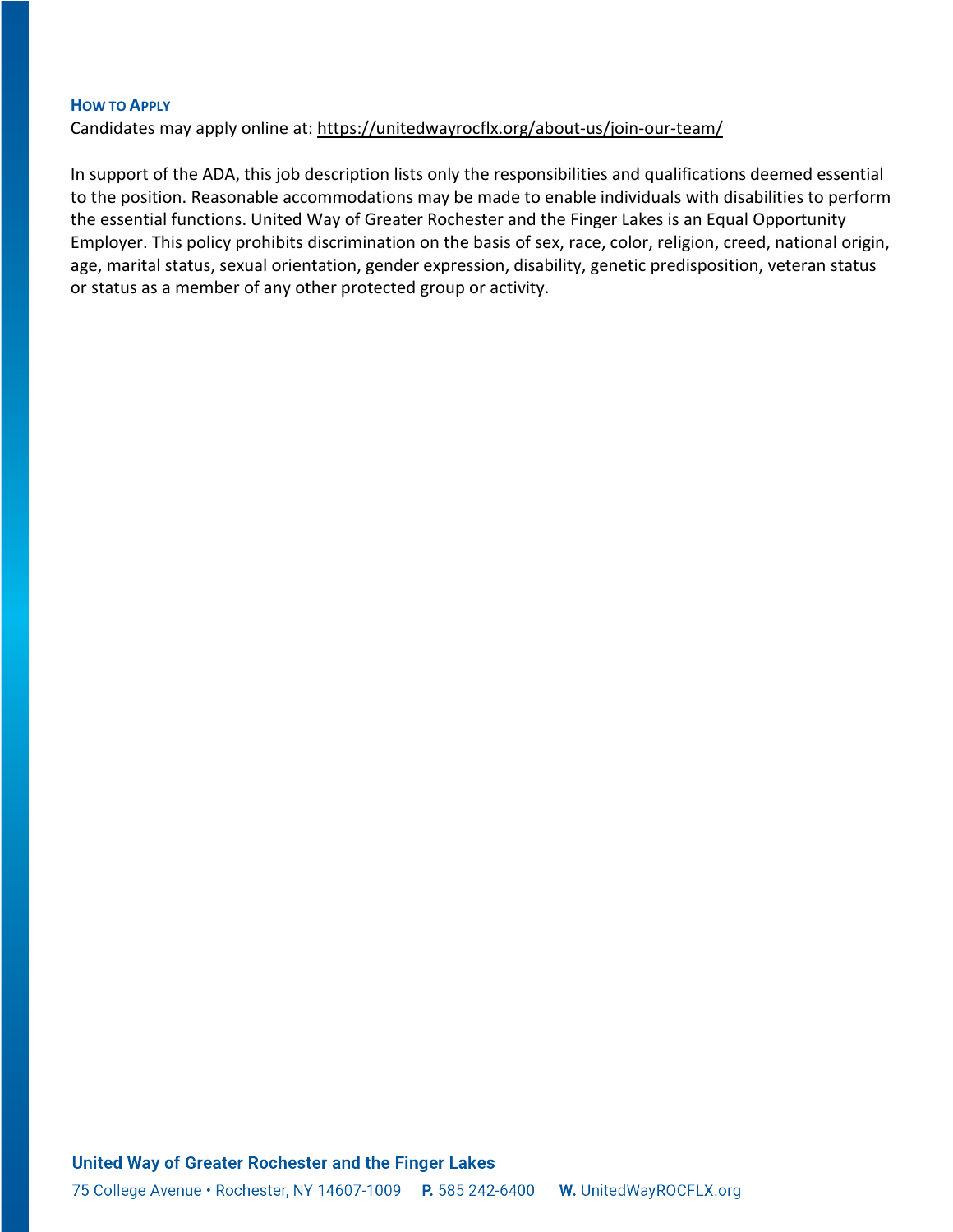### HOW TO APPLY

Candidates may apply online at: https://unitedwayrocflx.org/about-us/join-our-team/

In support of the ADA, this job description lists only the responsibilities and qualifications deemed essential to the position. Reasonable accommodations may be made to enable individuals with disabilities to perform the essential functions. United Way of Greater Rochester and the Finger Lakes is an Equal Opportunity Employer. This policy prohibits discrimination on the basis of sex, race, color, religion, creed, national origin, age, marital status, sexual orientation, gender expression, disability, genetic predisposition, veteran status or status as a member of any other protected group or activity.